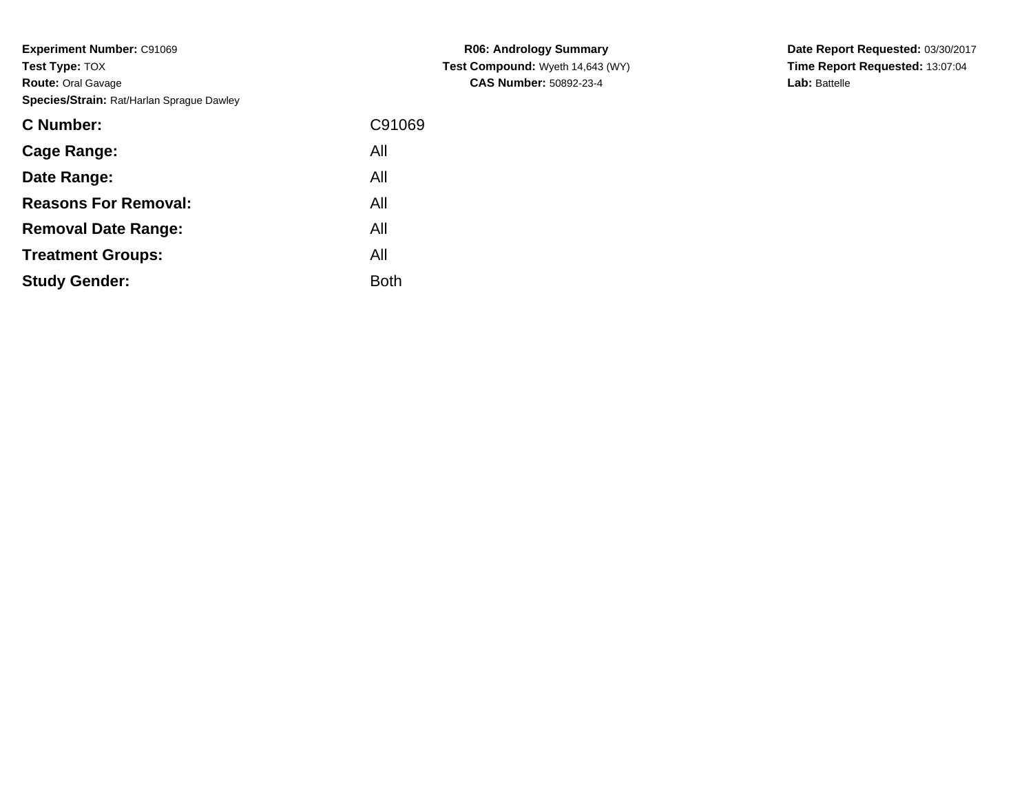**Experiment Number:** C91069
**Test Type:** TOX
**Route:** Oral Gavage
**Species/Strain:** Rat/Harlan Sprague Dawley

**R06: Andrology Summary**
**Test Compound:** Wyeth 14,643 (WY)
**CAS Number:** 50892-23-4

**Date Report Requested:** 03/30/2017
**Time Report Requested:** 13:07:04
**Lab:** Battelle

| | |
|---|---|
| **C Number:** | C91069 |
| **Cage Range:** | All |
| **Date Range:** | All |
| **Reasons For Removal:** | All |
| **Removal Date Range:** | All |
| **Treatment Groups:** | All |
| **Study Gender:** | Both |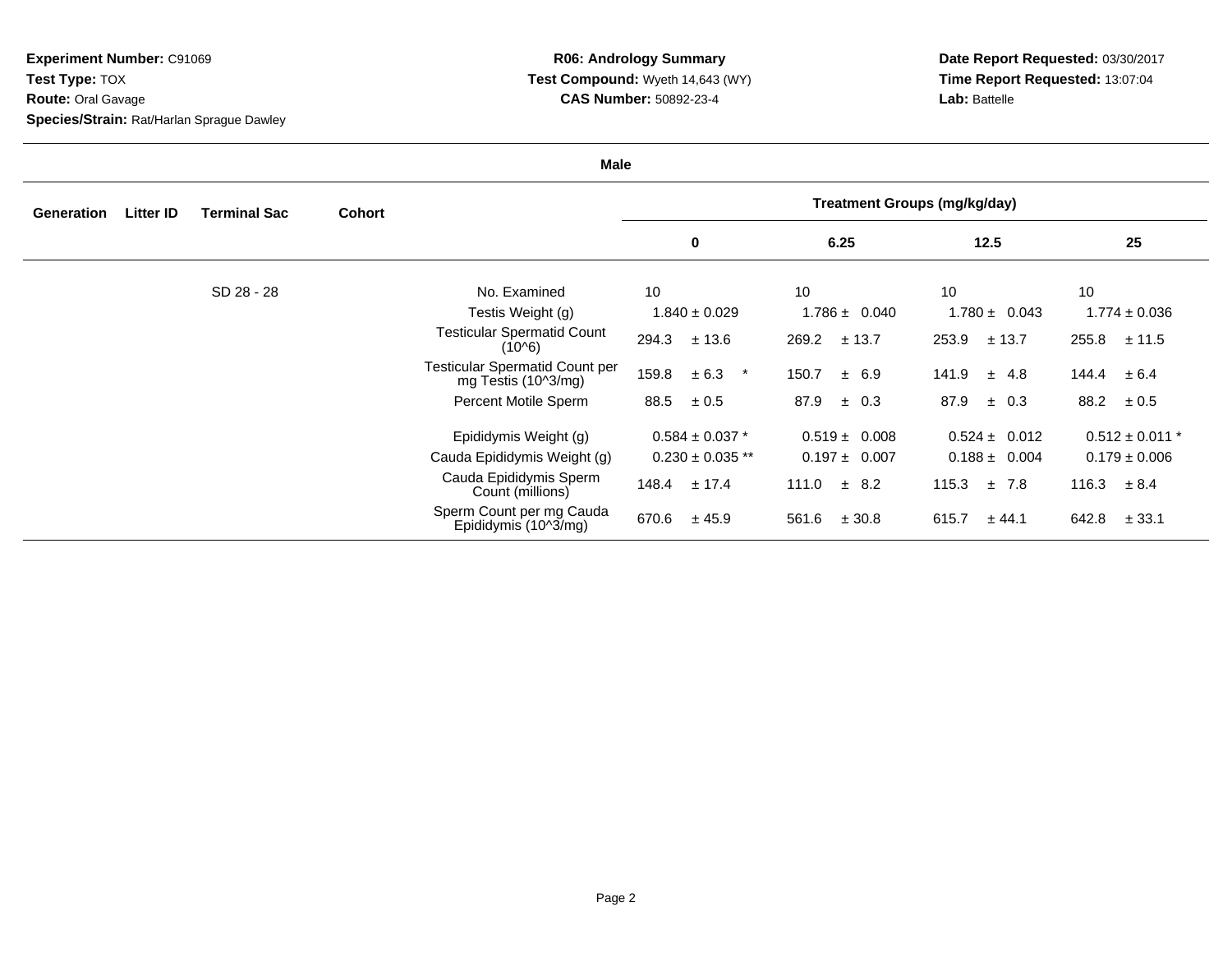**Experiment Number:** C91069
**Test Type:** TOX
**Route:** Oral Gavage
**Species/Strain:** Rat/Harlan Sprague Dawley

**R06: Andrology Summary**
**Test Compound:** Wyeth 14,643 (WY)
**CAS Number:** 50892-23-4

**Date Report Requested:** 03/30/2017
**Time Report Requested:** 13:07:04
**Lab:** Battelle

**Male**

| Generation | Litter ID | Terminal Sac | Cohort | | Treatment Groups (mg/kg/day) | | | |
|---|---|---|---|---|---|---|---|---|
| | | | | | 0 | 6.25 | 12.5 | 25 |
| | | SD 28 - 28 | | No. Examined | 10 | 10 | 10 | 10 |
| | | | | Testis Weight (g) | 1.840 ± 0.029 | 1.786 ± 0.040 | 1.780 ± 0.043 | 1.774 ± 0.036 |
| | | | | Testicular Spermatid Count (10^6) | 294.3 ± 13.6 | 269.2 ± 13.7 | 253.9 ± 13.7 | 255.8 ± 11.5 |
| | | | | Testicular Spermatid Count per mg Testis (10^3/mg) | 159.8 ± 6.3 * | 150.7 ± 6.9 | 141.9 ± 4.8 | 144.4 ± 6.4 |
| | | | | Percent Motile Sperm | 88.5 ± 0.5 | 87.9 ± 0.3 | 87.9 ± 0.3 | 88.2 ± 0.5 |
| | | | | Epididymis Weight (g) | 0.584 ± 0.037 * | 0.519 ± 0.008 | 0.524 ± 0.012 | 0.512 ± 0.011 * |
| | | | | Cauda Epididymis Weight (g) | 0.230 ± 0.035 ** | 0.197 ± 0.007 | 0.188 ± 0.004 | 0.179 ± 0.006 |
| | | | | Cauda Epididymis Sperm Count (millions) | 148.4 ± 17.4 | 111.0 ± 8.2 | 115.3 ± 7.8 | 116.3 ± 8.4 |
| | | | | Sperm Count per mg Cauda Epididymis (10^3/mg) | 670.6 ± 45.9 | 561.6 ± 30.8 | 615.7 ± 44.1 | 642.8 ± 33.1 |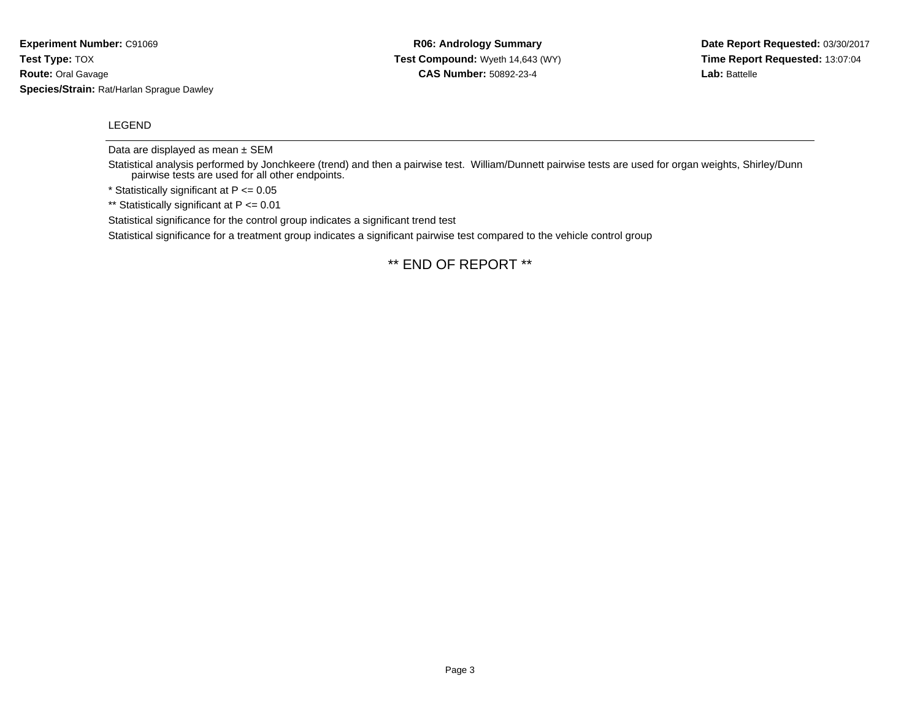**Experiment Number:** C91069
**Test Type:** TOX
**Route:** Oral Gavage
**Species/Strain:** Rat/Harlan Sprague Dawley

**R06: Andrology Summary**
**Test Compound:** Wyeth 14,643 (WY)
**CAS Number:** 50892-23-4

**Date Report Requested:** 03/30/2017
**Time Report Requested:** 13:07:04
**Lab:** Battelle

LEGEND

Data are displayed as mean ± SEM

Statistical analysis performed by Jonchkeere (trend) and then a pairwise test. William/Dunnett pairwise tests are used for organ weights, Shirley/Dunn pairwise tests are used for all other endpoints.

* Statistically significant at P <= 0.05

** Statistically significant at P <= 0.01

Statistical significance for the control group indicates a significant trend test

Statistical significance for a treatment group indicates a significant pairwise test compared to the vehicle control group

** END OF REPORT **